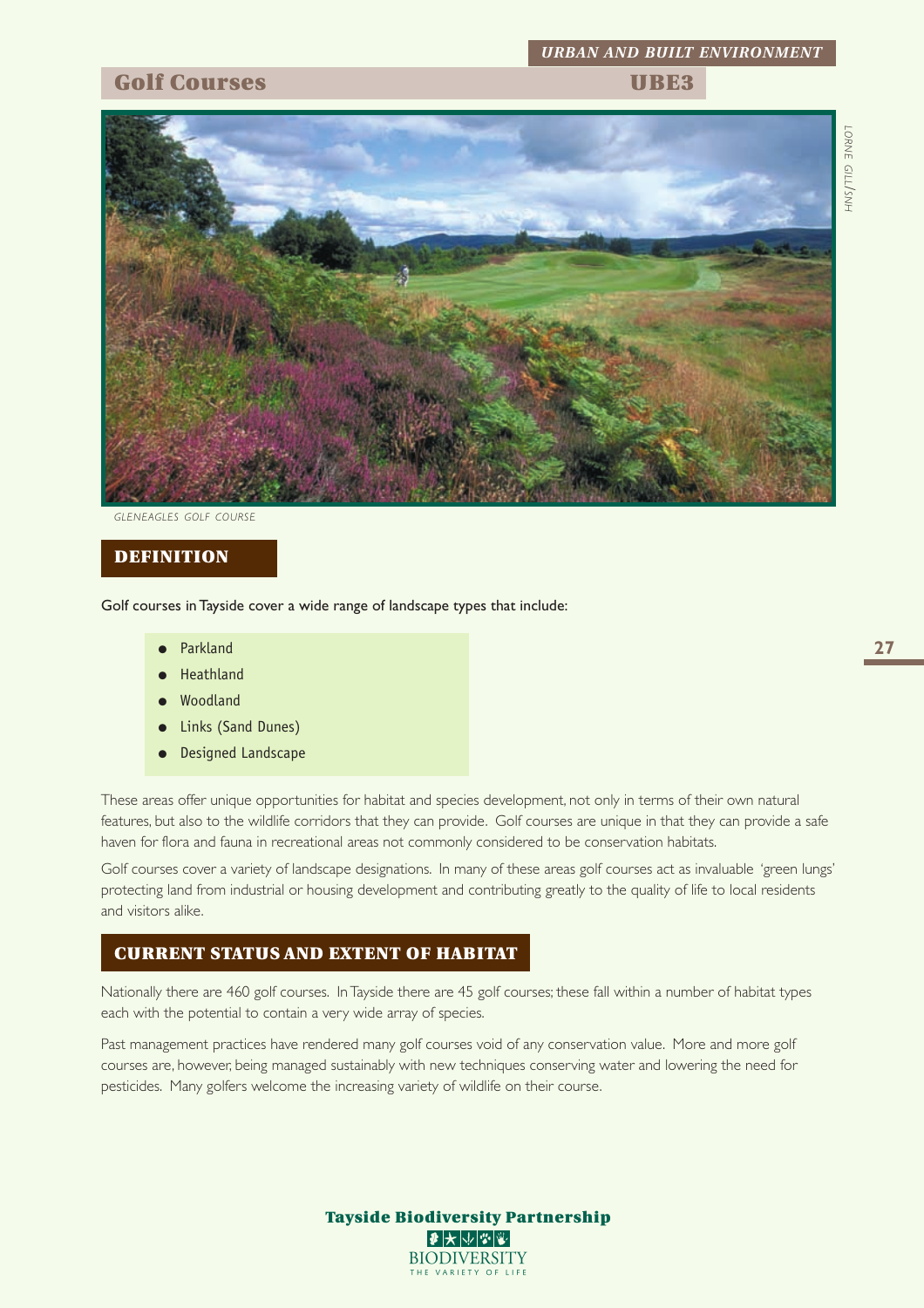# Golf Courses

## UBE3

GLENEAGLES GOLF COURSE

## DEFINITION

Golf courses in Tayside cover a wide range of landscape types that include:

- Parkland
- Heathland
- Woodland
- Links (Sand Dunes)
- Designed Landscape

These areas offer unique opportunities for habitat and species development, not only in terms of their own natural features, but also to the wildlife corridors that they can provide. Golf courses are unique in that they can provide a safe haven for flora and fauna in recreational areas not commonly considered to be conservation habitats.

Golf courses cover a variety of landscape designations. In many of these areas golf courses act as invaluable 'green lungs' protecting land from industrial or housing development and contributing greatly to the quality of life to local residents and visitors alike.

## CURRENT STATUS AND EXTENT OF HABITAT

Nationally there are 460 golf courses. In Tayside there are 45 golf courses; these fall within a number of habitat types each with the potential to contain a very wide array of species.

Past management practices have rendered many golf courses void of any conservation value. More and more golf courses are, however, being managed sustainably with new techniques conserving water and lowering the need for pesticides. Many golfers welcome the increasing variety of wildlife on their course.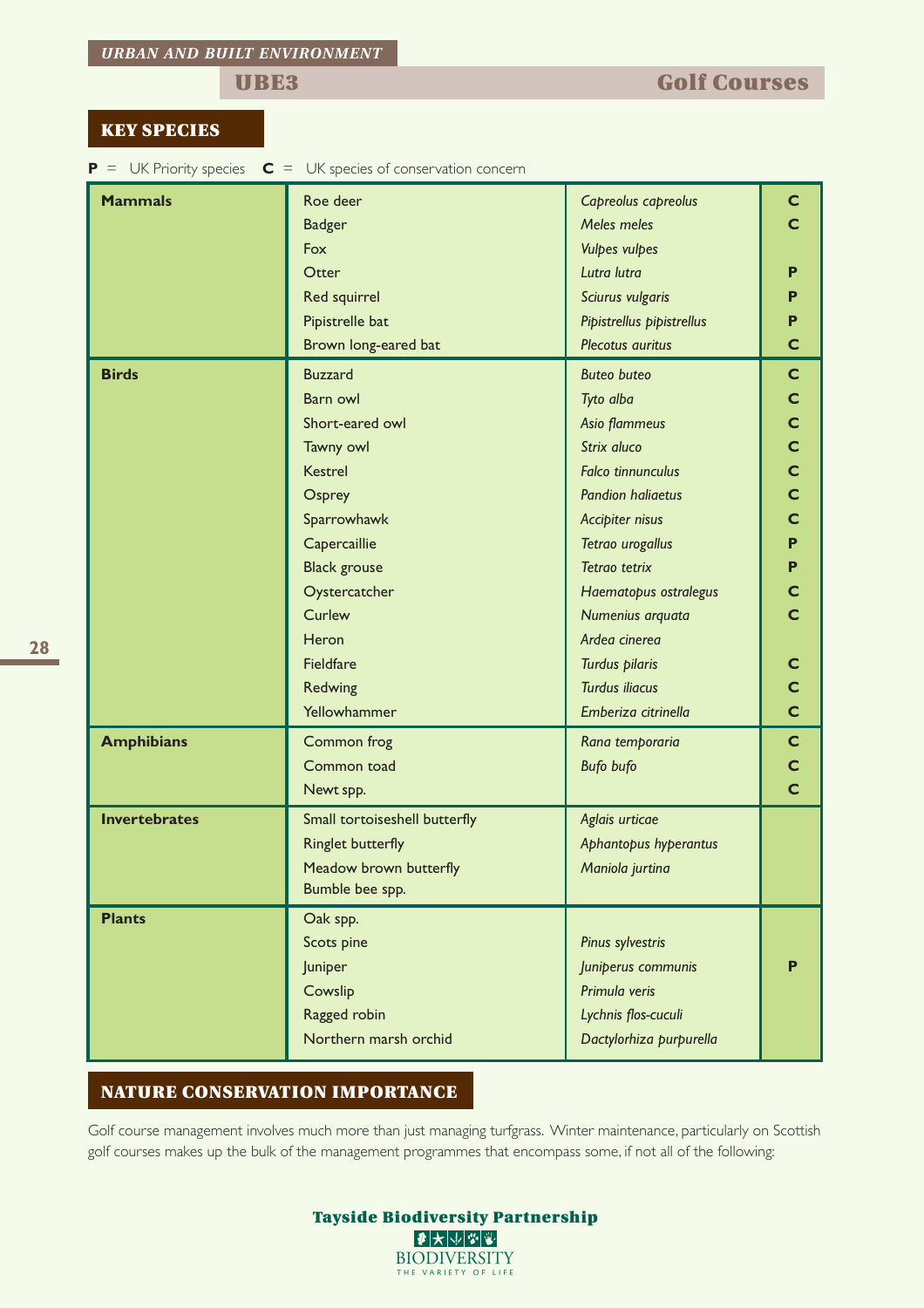*URBAN AND BUILT ENVIRONMENT*

# UBE3 Golf Courses

## KEY SPECIES

**P** = UK Priority species **C** = UK species of conservation concern

| | | | |
|---|---|---|---|
| **Mammals** | Roe deer | *Capreolus capreolus* | **C** |
| | Badger | *Meles meles* | **C** |
| | Fox | *Vulpes vulpes* | |
| | Otter | *Lutra lutra* | **P** |
| | Red squirrel | *Sciurus vulgaris* | **P** |
| | Pipistrelle bat | *Pipistrellus pipistrellus* | **P** |
| | Brown long-eared bat | *Plecotus auritus* | **C** |
| **Birds** | Buzzard | *Buteo buteo* | **C** |
| | Barn owl | *Tyto alba* | **C** |
| | Short-eared owl | *Asio flammeus* | **C** |
| | Tawny owl | *Strix aluco* | **C** |
| | Kestrel | *Falco tinnunculus* | **C** |
| | Osprey | *Pandion haliaetus* | **C** |
| | Sparrowhawk | *Accipiter nisus* | **C** |
| | Capercaillie | *Tetrao urogallus* | **P** |
| | Black grouse | *Tetrao tetrix* | **P** |
| | Oystercatcher | *Haematopus ostralegus* | **C** |
| | Curlew | *Numenius arquata* | **C** |
| | Heron | *Ardea cinerea* | |
| | Fieldfare | *Turdus pilaris* | **C** |
| | Redwing | *Turdus iliacus* | **C** |
| | Yellowhammer | *Emberiza citrinella* | **C** |
| **Amphibians** | Common frog | *Rana temporaria* | **C** |
| | Common toad | *Bufo bufo* | **C** |
| | Newt spp. | | **C** |
| **Invertebrates** | Small tortoiseshell butterfly | *Aglais urticae* | |
| | Ringlet butterfly | *Aphantopus hyperantus* | |
| | Meadow brown butterfly | *Maniola jurtina* | |
| | Bumble bee spp. | | |
| **Plants** | Oak spp. | | |
| | Scots pine | *Pinus sylvestris* | |
| | Juniper | *Juniperus communis* | **P** |
| | Cowslip | *Primula veris* | |
| | Ragged robin | *Lychnis flos-cuculi* | |
| | Northern marsh orchid | *Dactylorhiza purpurella* | |

## NATURE CONSERVATION IMPORTANCE

Golf course management involves much more than just managing turfgrass. Winter maintenance, particularly on Scottish golf courses makes up the bulk of the management programmes that encompass some, if not all of the following: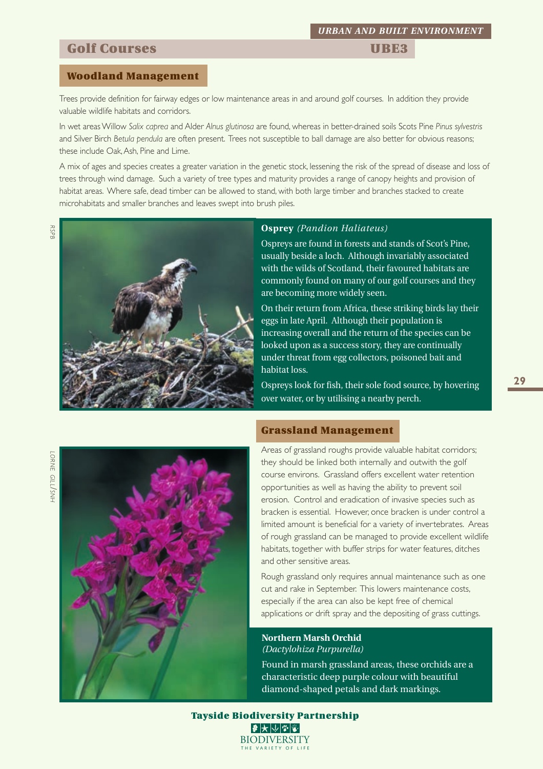## Golf Courses — UBE3

### Woodland Management

Trees provide definition for fairway edges or low maintenance areas in and around golf courses. In addition they provide valuable wildlife habitats and corridors.

In wet areas Willow *Salix caprea* and Alder *Alnus glutinosa* are found, whereas in better-drained soils Scots Pine *Pinus sylvestris* and Silver Birch *Betula pendula* are often present. Trees not susceptible to ball damage are also better for obvious reasons; these include Oak, Ash, Pine and Lime.

A mix of ages and species creates a greater variation in the genetic stock, lessening the risk of the spread of disease and loss of trees through wind damage. Such a variety of tree types and maturity provides a range of canopy heights and provision of habitat areas. Where safe, dead timber can be allowed to stand, with both large timber and branches stacked to create microhabitats and smaller branches and leaves swept into brush piles.

RSPB

**Osprey** *(Pandion Haliateus)*

Ospreys are found in forests and stands of Scot's Pine, usually beside a loch. Although invariably associated with the wilds of Scotland, their favoured habitats are commonly found on many of our golf courses and they are becoming more widely seen.

On their return from Africa, these striking birds lay their eggs in late April. Although their population is increasing overall and the return of the species can be looked upon as a success story, they are continually under threat from egg collectors, poisoned bait and habitat loss.

Ospreys look for fish, their sole food source, by hovering over water, or by utilising a nearby perch.

### Grassland Management

Areas of grassland roughs provide valuable habitat corridors; they should be linked both internally and outwith the golf course environs. Grassland offers excellent water retention opportunities as well as having the ability to prevent soil erosion. Control and eradication of invasive species such as bracken is essential. However, once bracken is under control a limited amount is beneficial for a variety of invertebrates. Areas of rough grassland can be managed to provide excellent wildlife habitats, together with buffer strips for water features, ditches and other sensitive areas.

Rough grassland only requires annual maintenance such as one cut and rake in September. This lowers maintenance costs, especially if the area can also be kept free of chemical applications or drift spray and the depositing of grass cuttings.

LORNE GILL/SNH

**Northern Marsh Orchid**
*(Dactylohiza Purpurella)*

Found in marsh grassland areas, these orchids are a characteristic deep purple colour with beautiful diamond-shaped petals and dark markings.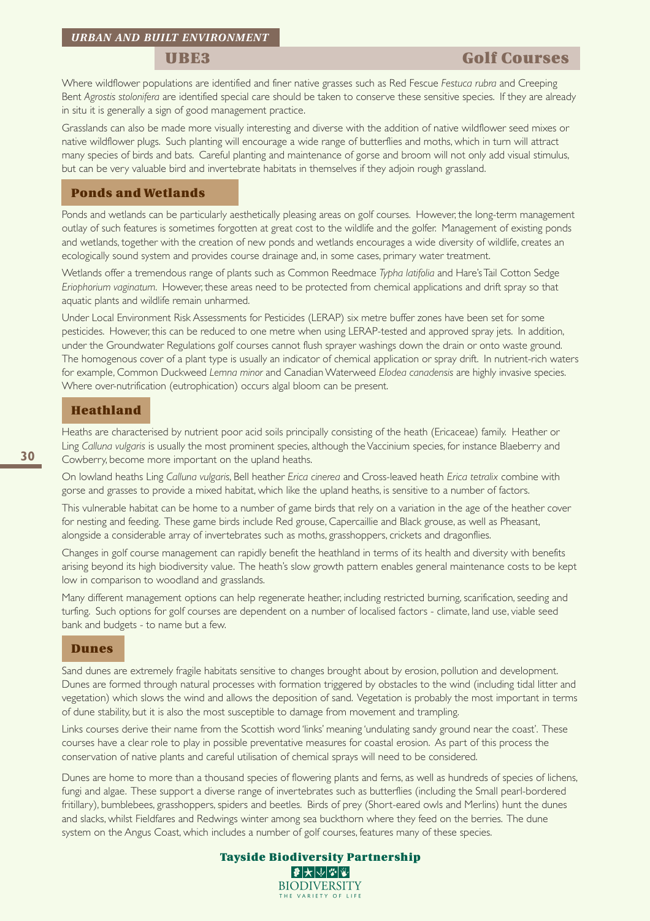URBAN AND BUILT ENVIRONMENT

## UBE3 Golf Courses

Where wildflower populations are identified and finer native grasses such as Red Fescue *Festuca rubra* and Creeping Bent *Agrostis stolonifera* are identified special care should be taken to conserve these sensitive species. If they are already in situ it is generally a sign of good management practice.

Grasslands can also be made more visually interesting and diverse with the addition of native wildflower seed mixes or native wildflower plugs. Such planting will encourage a wide range of butterflies and moths, which in turn will attract many species of birds and bats. Careful planting and maintenance of gorse and broom will not only add visual stimulus, but can be very valuable bird and invertebrate habitats in themselves if they adjoin rough grassland.

### Ponds and Wetlands

Ponds and wetlands can be particularly aesthetically pleasing areas on golf courses. However, the long-term management outlay of such features is sometimes forgotten at great cost to the wildlife and the golfer. Management of existing ponds and wetlands, together with the creation of new ponds and wetlands encourages a wide diversity of wildlife, creates an ecologically sound system and provides course drainage and, in some cases, primary water treatment.

Wetlands offer a tremendous range of plants such as Common Reedmace *Typha latifolia* and Hare's Tail Cotton Sedge *Eriophorium vaginatum*. However, these areas need to be protected from chemical applications and drift spray so that aquatic plants and wildlife remain unharmed.

Under Local Environment Risk Assessments for Pesticides (LERAP) six metre buffer zones have been set for some pesticides. However, this can be reduced to one metre when using LERAP-tested and approved spray jets. In addition, under the Groundwater Regulations golf courses cannot flush sprayer washings down the drain or onto waste ground. The homogenous cover of a plant type is usually an indicator of chemical application or spray drift. In nutrient-rich waters for example, Common Duckweed *Lemna minor* and Canadian Waterweed *Elodea canadensis* are highly invasive species. Where over-nutrification (eutrophication) occurs algal bloom can be present.

### Heathland

Heaths are characterised by nutrient poor acid soils principally consisting of the heath (Ericaceae) family. Heather or Ling *Calluna vulgaris* is usually the most prominent species, although the Vaccinium species, for instance Blaeberry and Cowberry, become more important on the upland heaths.

On lowland heaths Ling *Calluna vulgaris*, Bell heather *Erica cinerea* and Cross-leaved heath *Erica tetralix* combine with gorse and grasses to provide a mixed habitat, which like the upland heaths, is sensitive to a number of factors.

This vulnerable habitat can be home to a number of game birds that rely on a variation in the age of the heather cover for nesting and feeding. These game birds include Red grouse, Capercaillie and Black grouse, as well as Pheasant, alongside a considerable array of invertebrates such as moths, grasshoppers, crickets and dragonflies.

Changes in golf course management can rapidly benefit the heathland in terms of its health and diversity with benefits arising beyond its high biodiversity value. The heath's slow growth pattern enables general maintenance costs to be kept low in comparison to woodland and grasslands.

Many different management options can help regenerate heather, including restricted burning, scarification, seeding and turfing. Such options for golf courses are dependent on a number of localised factors - climate, land use, viable seed bank and budgets - to name but a few.

### Dunes

Sand dunes are extremely fragile habitats sensitive to changes brought about by erosion, pollution and development. Dunes are formed through natural processes with formation triggered by obstacles to the wind (including tidal litter and vegetation) which slows the wind and allows the deposition of sand. Vegetation is probably the most important in terms of dune stability, but it is also the most susceptible to damage from movement and trampling.

Links courses derive their name from the Scottish word 'links' meaning 'undulating sandy ground near the coast'. These courses have a clear role to play in possible preventative measures for coastal erosion. As part of this process the conservation of native plants and careful utilisation of chemical sprays will need to be considered.

Dunes are home to more than a thousand species of flowering plants and ferns, as well as hundreds of species of lichens, fungi and algae. These support a diverse range of invertebrates such as butterflies (including the Small pearl-bordered fritillary), bumblebees, grasshoppers, spiders and beetles. Birds of prey (Short-eared owls and Merlins) hunt the dunes and slacks, whilst Fieldfares and Redwings winter among sea buckthorn where they feed on the berries. The dune system on the Angus Coast, which includes a number of golf courses, features many of these species.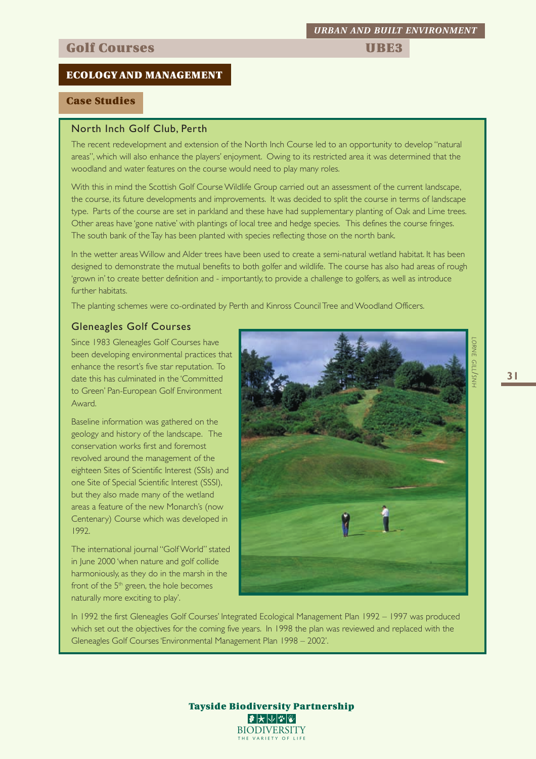*URBAN AND BUILT ENVIRONMENT*

# Golf Courses UBE3

## ECOLOGY AND MANAGEMENT

### Case Studies

#### North Inch Golf Club, Perth

The recent redevelopment and extension of the North Inch Course led to an opportunity to develop "natural areas", which will also enhance the players' enjoyment. Owing to its restricted area it was determined that the woodland and water features on the course would need to play many roles.

With this in mind the Scottish Golf Course Wildlife Group carried out an assessment of the current landscape, the course, its future developments and improvements. It was decided to split the course in terms of landscape type. Parts of the course are set in parkland and these have had supplementary planting of Oak and Lime trees. Other areas have 'gone native' with plantings of local tree and hedge species. This defines the course fringes. The south bank of the Tay has been planted with species reflecting those on the north bank.

In the wetter areas Willow and Alder trees have been used to create a semi-natural wetland habitat. It has been designed to demonstrate the mutual benefits to both golfer and wildlife. The course has also had areas of rough 'grown in' to create better definition and - importantly, to provide a challenge to golfers, as well as introduce further habitats.

The planting schemes were co-ordinated by Perth and Kinross Council Tree and Woodland Officers.

#### Gleneagles Golf Courses

Since 1983 Gleneagles Golf Courses have been developing environmental practices that enhance the resort's five star reputation. To date this has culminated in the 'Committed to Green' Pan-European Golf Environment Award.

Baseline information was gathered on the geology and history of the landscape. The conservation works first and foremost revolved around the management of the eighteen Sites of Scientific Interest (SSIs) and one Site of Special Scientific Interest (SSSI), but they also made many of the wetland areas a feature of the new Monarch's (now Centenary) Course which was developed in 1992.

The international journal "Golf World" stated in June 2000 'when nature and golf collide harmoniously, as they do in the marsh in the front of the 5th green, the hole becomes naturally more exciting to play'.

LORNE GILL/SNH

In 1992 the first Gleneagles Golf Courses' Integrated Ecological Management Plan 1992 – 1997 was produced which set out the objectives for the coming five years. In 1998 the plan was reviewed and replaced with the Gleneagles Golf Courses 'Environmental Management Plan 1998 – 2002'.

**Tayside Biodiversity Partnership**

BIODIVERSITY
THE VARIETY OF LIFE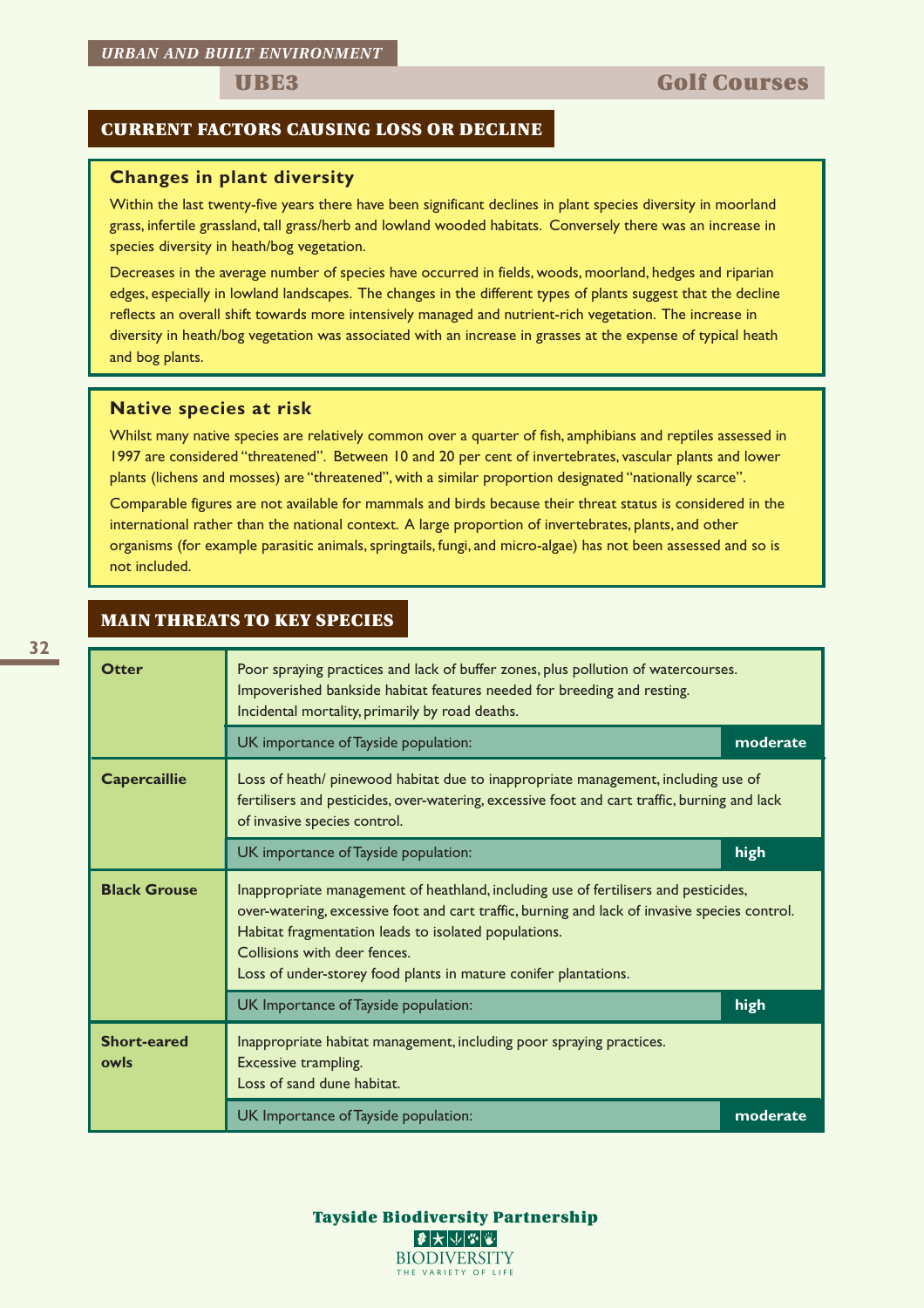*URBAN AND BUILT ENVIRONMENT*

## UBE3 Golf Courses

## CURRENT FACTORS CAUSING LOSS OR DECLINE

### Changes in plant diversity

Within the last twenty-five years there have been significant declines in plant species diversity in moorland grass, infertile grassland, tall grass/herb and lowland wooded habitats. Conversely there was an increase in species diversity in heath/bog vegetation.

Decreases in the average number of species have occurred in fields, woods, moorland, hedges and riparian edges, especially in lowland landscapes. The changes in the different types of plants suggest that the decline reflects an overall shift towards more intensively managed and nutrient-rich vegetation. The increase in diversity in heath/bog vegetation was associated with an increase in grasses at the expense of typical heath and bog plants.

### Native species at risk

Whilst many native species are relatively common over a quarter of fish, amphibians and reptiles assessed in 1997 are considered "threatened". Between 10 and 20 per cent of invertebrates, vascular plants and lower plants (lichens and mosses) are "threatened", with a similar proportion designated "nationally scarce".

Comparable figures are not available for mammals and birds because their threat status is considered in the international rather than the national context. A large proportion of invertebrates, plants, and other organisms (for example parasitic animals, springtails, fungi, and micro-algae) has not been assessed and so is not included.

## MAIN THREATS TO KEY SPECIES

| Species | Threats | |
|---|---|---|
| **Otter** | Poor spraying practices and lack of buffer zones, plus pollution of watercourses.<br>Impoverished bankside habitat features needed for breeding and resting.<br>Incidental mortality, primarily by road deaths. | |
| | UK importance of Tayside population: | **moderate** |
| **Capercaillie** | Loss of heath/ pinewood habitat due to inappropriate management, including use of fertilisers and pesticides, over-watering, excessive foot and cart traffic, burning and lack of invasive species control. | |
| | UK importance of Tayside population: | **high** |
| **Black Grouse** | Inappropriate management of heathland, including use of fertilisers and pesticides, over-watering, excessive foot and cart traffic, burning and lack of invasive species control.<br>Habitat fragmentation leads to isolated populations.<br>Collisions with deer fences.<br>Loss of under-storey food plants in mature conifer plantations. | |
| | UK Importance of Tayside population: | **high** |
| **Short-eared owls** | Inappropriate habitat management, including poor spraying practices.<br>Excessive trampling.<br>Loss of sand dune habitat. | |
| | UK Importance of Tayside population: | **moderate** |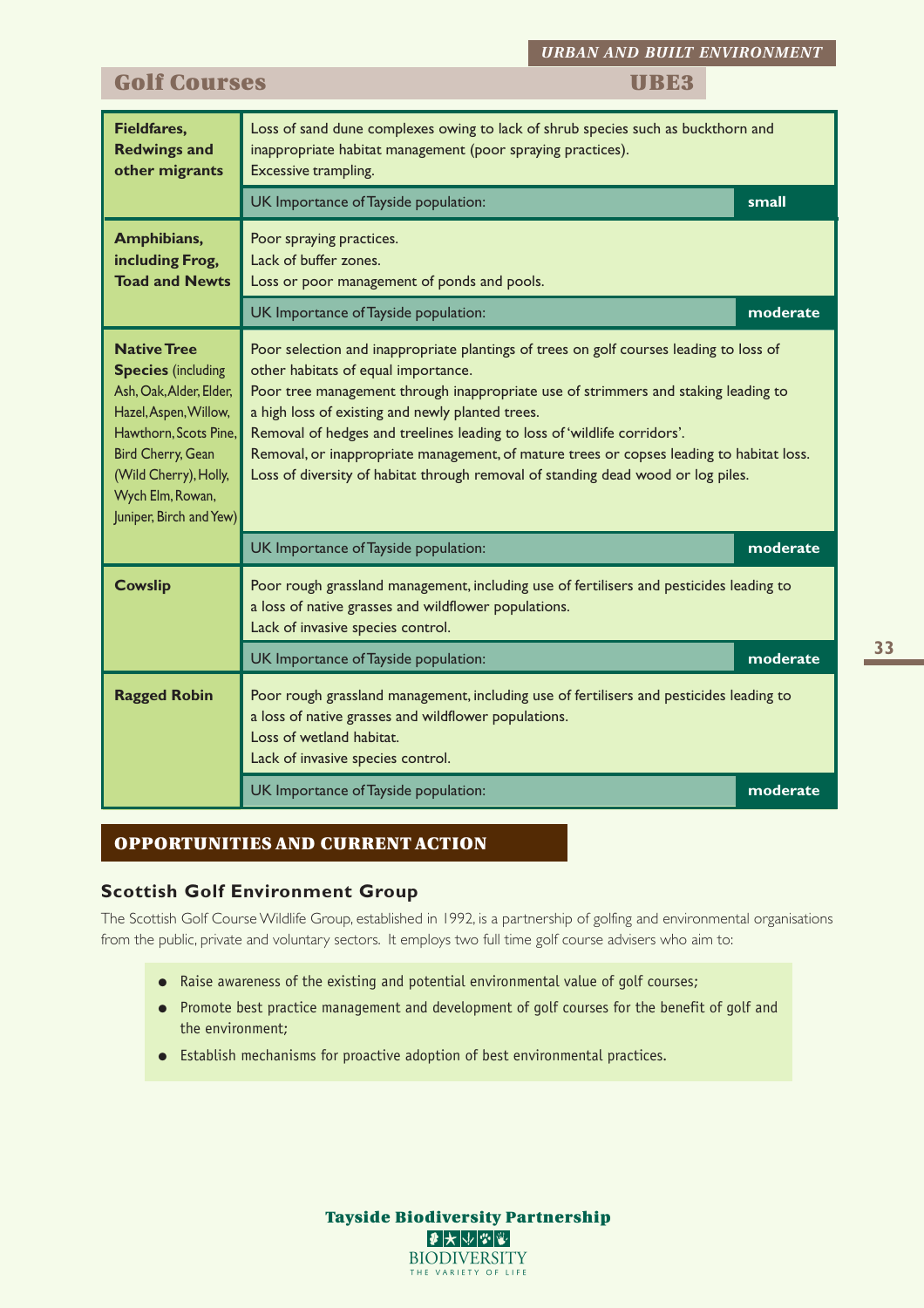*URBAN AND BUILT ENVIRONMENT*

## Golf Courses — UBE3

| Species | Threats |
|---|---|
| **Fieldfares, Redwings and other migrants** | Loss of sand dune complexes owing to lack of shrub species such as buckthorn and inappropriate habitat management (poor spraying practices).<br>Excessive trampling. |
| | UK Importance of Tayside population: **small** |
| **Amphibians, including Frog, Toad and Newts** | Poor spraying practices.<br>Lack of buffer zones.<br>Loss or poor management of ponds and pools. |
| | UK Importance of Tayside population: **moderate** |
| **Native Tree Species** (including Ash, Oak, Alder, Elder, Hazel, Aspen, Willow, Hawthorn, Scots Pine, Bird Cherry, Gean (Wild Cherry), Holly, Wych Elm, Rowan, Juniper, Birch and Yew) | Poor selection and inappropriate plantings of trees on golf courses leading to loss of other habitats of equal importance.<br>Poor tree management through inappropriate use of strimmers and staking leading to a high loss of existing and newly planted trees.<br>Removal of hedges and treelines leading to loss of 'wildlife corridors'.<br>Removal, or inappropriate management, of mature trees or copses leading to habitat loss.<br>Loss of diversity of habitat through removal of standing dead wood or log piles. |
| | UK Importance of Tayside population: **moderate** |
| **Cowslip** | Poor rough grassland management, including use of fertilisers and pesticides leading to a loss of native grasses and wildflower populations.<br>Lack of invasive species control. |
| | UK Importance of Tayside population: **moderate** |
| **Ragged Robin** | Poor rough grassland management, including use of fertilisers and pesticides leading to a loss of native grasses and wildflower populations.<br>Loss of wetland habitat.<br>Lack of invasive species control. |
| | UK Importance of Tayside population: **moderate** |

## OPPORTUNITIES AND CURRENT ACTION

### Scottish Golf Environment Group

The Scottish Golf Course Wildlife Group, established in 1992, is a partnership of golfing and environmental organisations from the public, private and voluntary sectors. It employs two full time golf course advisers who aim to:

- Raise awareness of the existing and potential environmental value of golf courses;
- Promote best practice management and development of golf courses for the benefit of golf and the environment;
- Establish mechanisms for proactive adoption of best environmental practices.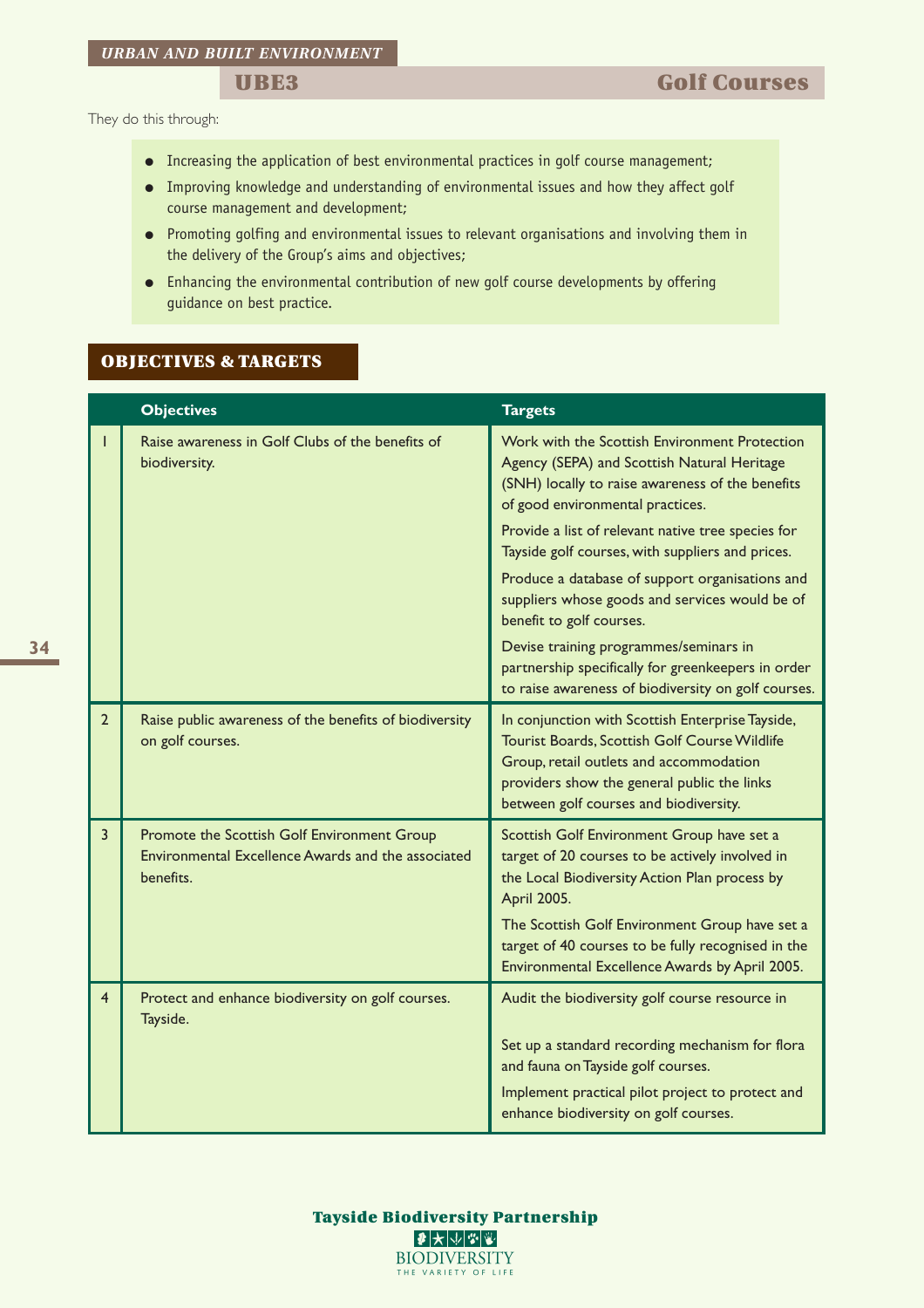They do this through:

- Increasing the application of best environmental practices in golf course management;
- Improving knowledge and understanding of environmental issues and how they affect golf course management and development;
- Promoting golfing and environmental issues to relevant organisations and involving them in the delivery of the Group's aims and objectives;
- Enhancing the environmental contribution of new golf course developments by offering guidance on best practice.

## OBJECTIVES & TARGETS

| | Objectives | Targets |
|---|---|---|
| 1 | Raise awareness in Golf Clubs of the benefits of biodiversity. | Work with the Scottish Environment Protection Agency (SEPA) and Scottish Natural Heritage (SNH) locally to raise awareness of the benefits of good environmental practices.<br>Provide a list of relevant native tree species for Tayside golf courses, with suppliers and prices.<br>Produce a database of support organisations and suppliers whose goods and services would be of benefit to golf courses.<br>Devise training programmes/seminars in partnership specifically for greenkeepers in order to raise awareness of biodiversity on golf courses. |
| 2 | Raise public awareness of the benefits of biodiversity on golf courses. | In conjunction with Scottish Enterprise Tayside, Tourist Boards, Scottish Golf Course Wildlife Group, retail outlets and accommodation providers show the general public the links between golf courses and biodiversity. |
| 3 | Promote the Scottish Golf Environment Group Environmental Excellence Awards and the associated benefits. | Scottish Golf Environment Group have set a target of 20 courses to be actively involved in the Local Biodiversity Action Plan process by April 2005.<br>The Scottish Golf Environment Group have set a target of 40 courses to be fully recognised in the Environmental Excellence Awards by April 2005. |
| 4 | Protect and enhance biodiversity on golf courses. Tayside. | Audit the biodiversity golf course resource in<br>Set up a standard recording mechanism for flora and fauna on Tayside golf courses.<br>Implement practical pilot project to protect and enhance biodiversity on golf courses. |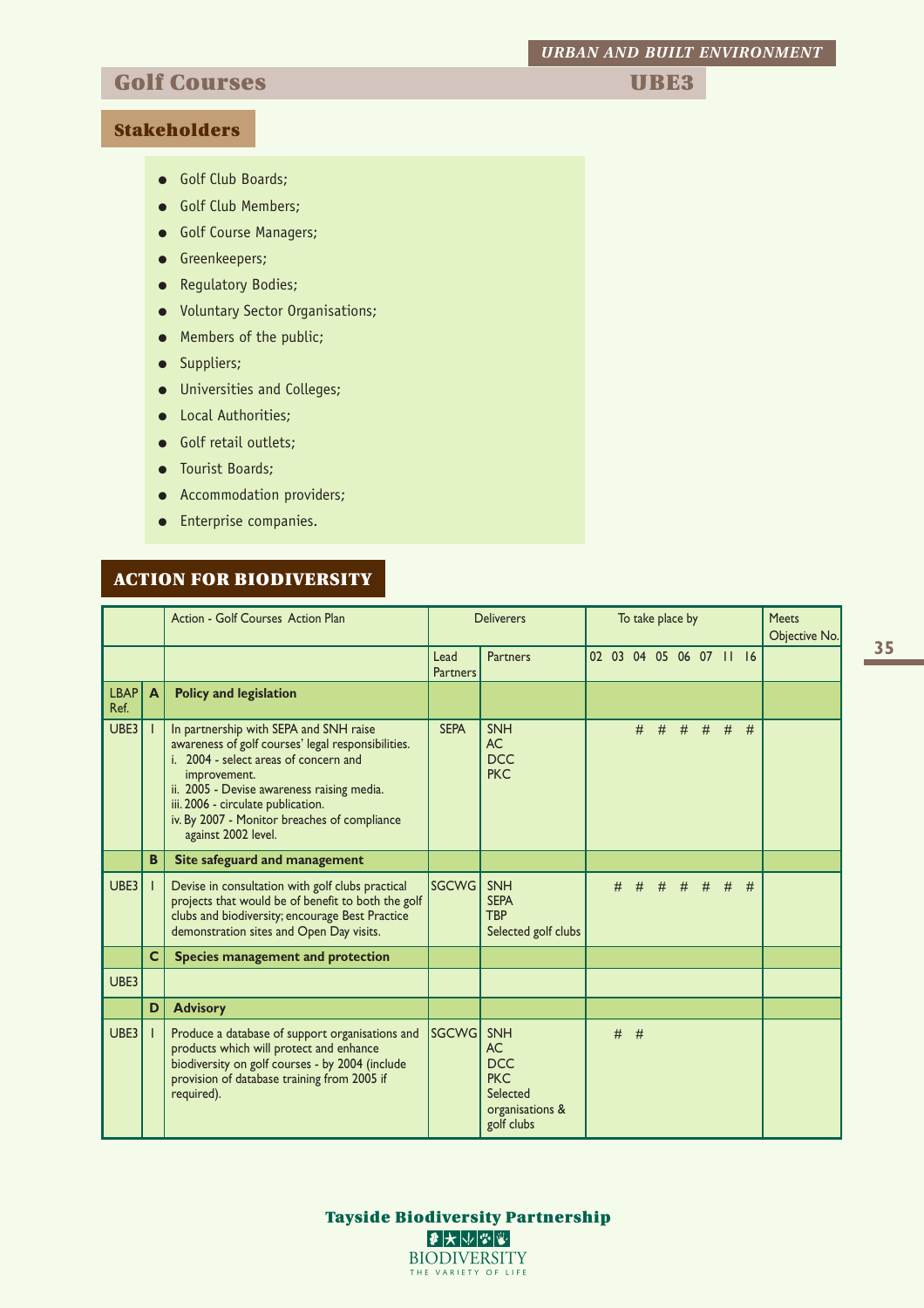## Golf Courses — UBE3

### Stakeholders

- Golf Club Boards;
- Golf Club Members;
- Golf Course Managers;
- Greenkeepers;
- Regulatory Bodies;
- Voluntary Sector Organisations;
- Members of the public;
- Suppliers;
- Universities and Colleges;
- Local Authorities;
- Golf retail outlets;
- Tourist Boards;
- Accommodation providers;
- Enterprise companies.

### ACTION FOR BIODIVERSITY

| | | Action - Golf Courses Action Plan | Deliverers | | To take place by | | | | | | | | Meets Objective No. |
|---|---|---|---|---|---|---|---|---|---|---|---|---|---|
| | | | Lead Partners | Partners | 02 | 03 | 04 | 05 | 06 | 07 | 11 | 16 | |
| LBAP Ref. | A | **Policy and legislation** | | | | | | | | | | | |
| UBE3 | 1 | In partnership with SEPA and SNH raise awareness of golf courses' legal responsibilities.<br>i. 2004 - select areas of concern and improvement.<br>ii. 2005 - Devise awareness raising media.<br>iii. 2006 - circulate publication.<br>iv. By 2007 - Monitor breaches of compliance against 2002 level. | SEPA | SNH<br>AC<br>DCC<br>PKC | | | # | # | # | # | # | # | |
| | B | **Site safeguard and management** | | | | | | | | | | | |
| UBE3 | 1 | Devise in consultation with golf clubs practical projects that would be of benefit to both the golf clubs and biodiversity; encourage Best Practice demonstration sites and Open Day visits. | SGCWG | SNH<br>SEPA<br>TBP<br>Selected golf clubs | | # | # | # | # | # | # | # | |
| | C | **Species management and protection** | | | | | | | | | | | |
| UBE3 | | | | | | | | | | | | | |
| | D | **Advisory** | | | | | | | | | | | |
| UBE3 | 1 | Produce a database of support organisations and products which will protect and enhance biodiversity on golf courses - by 2004 (include provision of database training from 2005 if required). | SGCWG | SNH<br>AC<br>DCC<br>PKC<br>Selected organisations & golf clubs | | # | # | | | | | | |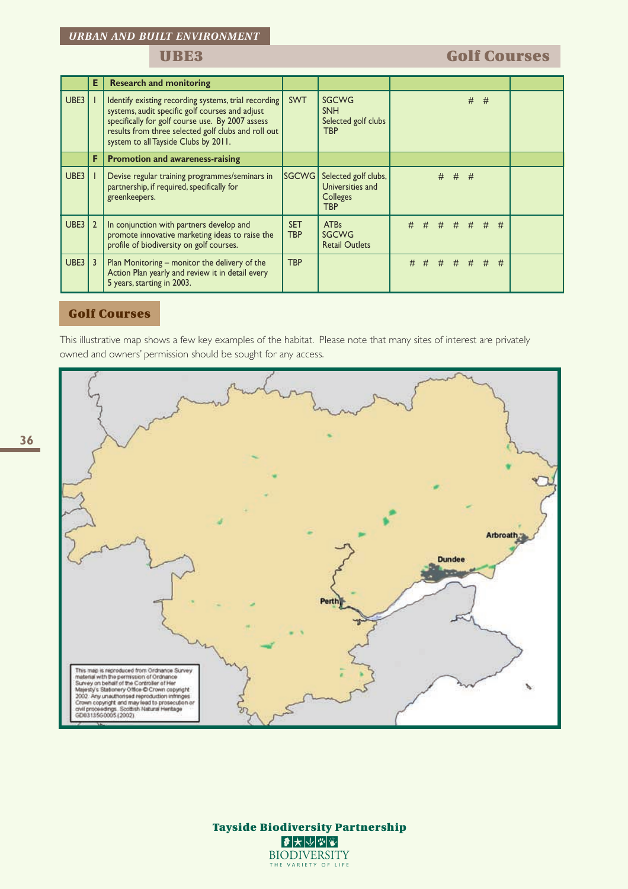| | | | | | | |
|---|---|---|---|---|---|---|
| | E | **Research and monitoring** | | | | |
| UBE3 | 1 | Identify existing recording systems, trial recording systems, audit specific golf courses and adjust specifically for golf course use. By 2007 assess results from three selected golf clubs and roll out system to all Tayside Clubs by 2011. | SWT | SGCWG<br>SNH<br>Selected golf clubs<br>TBP | # # | |
| | F | **Promotion and awareness-raising** | | | | |
| UBE3 | 1 | Devise regular training programmes/seminars in partnership, if required, specifically for greenkeepers. | SGCWG | Selected golf clubs, Universities and Colleges<br>TBP | # # # | |
| UBE3 | 2 | In conjunction with partners develop and promote innovative marketing ideas to raise the profile of biodiversity on golf courses. | SET<br>TBP | ATBs<br>SGCWG<br>Retail Outlets | # # # # # # # | |
| UBE3 | 3 | Plan Monitoring – monitor the delivery of the Action Plan yearly and review it in detail every 5 years, starting in 2003. | TBP | | # # # # # # # | |

## Golf Courses

This illustrative map shows a few key examples of the habitat. Please note that many sites of interest are privately owned and owners' permission should be sought for any access.

Arbroath

Dundee

Perth

This map is reproduced from Ordnance Survey material with the permission of Ordnance Survey on behalf of the Controller of Her Majesty's Stationery Office © Crown copyright 2002. Any unauthorised reproduction infringes Crown copyright and may lead to prosecution or civil proceedings. Scottish Natural Heritage GD03135G0005 (2002)